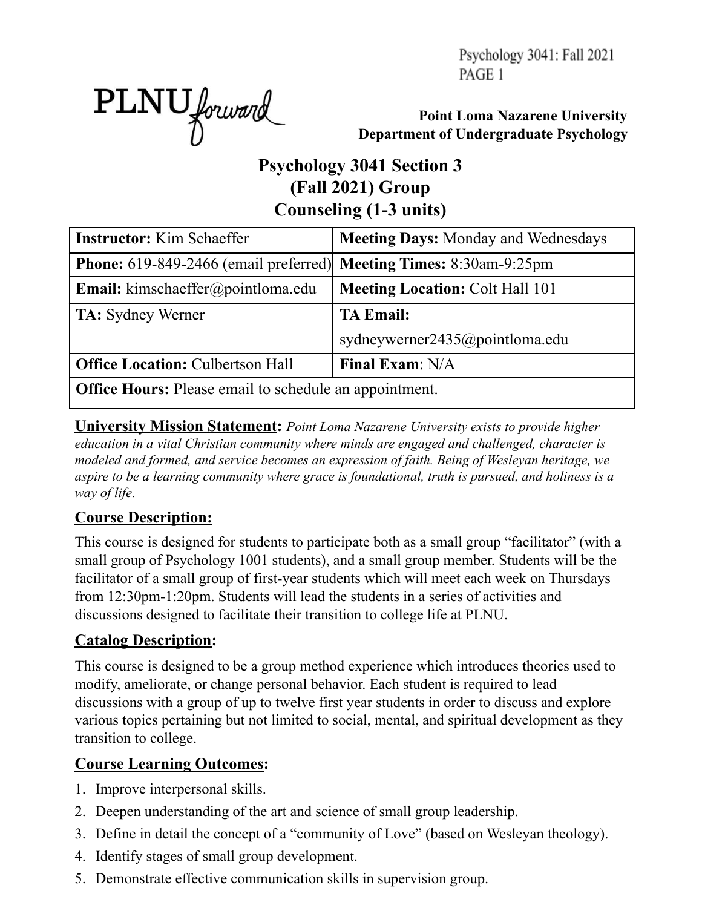PLNU*forward*

**Point Loma Nazarene University**
**Department of Undergraduate Psychology**

# Psychology 3041 Section 3 (Fall 2021) Group Counseling (1-3 units)

| **Instructor:** Kim Schaeffer | **Meeting Days:** Monday and Wednesdays |
|---|---|
| **Phone:** 619-849-2466 (email preferred) | **Meeting Times:** 8:30am-9:25pm |
| **Email:** kimschaeffer@pointloma.edu | **Meeting Location:** Colt Hall 101 |
| **TA:** Sydney Werner | **TA Email:** sydneywerner2435@pointloma.edu |
| **Office Location:** Culbertson Hall | **Final Exam**: N/A |
| **Office Hours:** Please email to schedule an appointment. | |

**University Mission Statement:** *Point Loma Nazarene University exists to provide higher education in a vital Christian community where minds are engaged and challenged, character is modeled and formed, and service becomes an expression of faith. Being of Wesleyan heritage, we aspire to be a learning community where grace is foundational, truth is pursued, and holiness is a way of life.*

## Course Description:

This course is designed for students to participate both as a small group "facilitator" (with a small group of Psychology 1001 students), and a small group member. Students will be the facilitator of a small group of first-year students which will meet each week on Thursdays from 12:30pm-1:20pm. Students will lead the students in a series of activities and discussions designed to facilitate their transition to college life at PLNU.

## Catalog Description:

This course is designed to be a group method experience which introduces theories used to modify, ameliorate, or change personal behavior. Each student is required to lead discussions with a group of up to twelve first year students in order to discuss and explore various topics pertaining but not limited to social, mental, and spiritual development as they transition to college.

## Course Learning Outcomes:

1. Improve interpersonal skills.
2. Deepen understanding of the art and science of small group leadership.
3. Define in detail the concept of a "community of Love" (based on Wesleyan theology).
4. Identify stages of small group development.
5. Demonstrate effective communication skills in supervision group.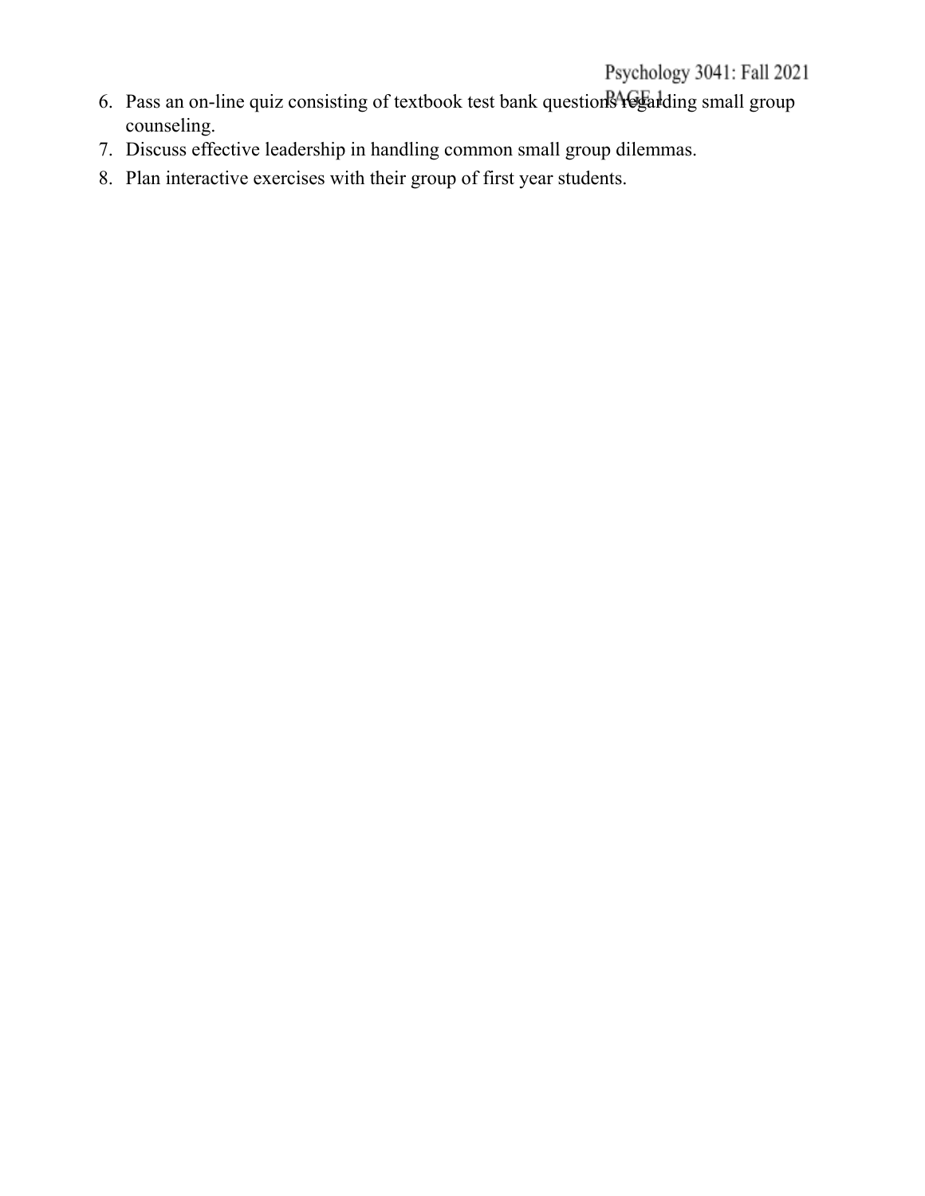6. Pass an on-line quiz consisting of textbook test bank questions regarding small group counseling.
7. Discuss effective leadership in handling common small group dilemmas.
8. Plan interactive exercises with their group of first year students.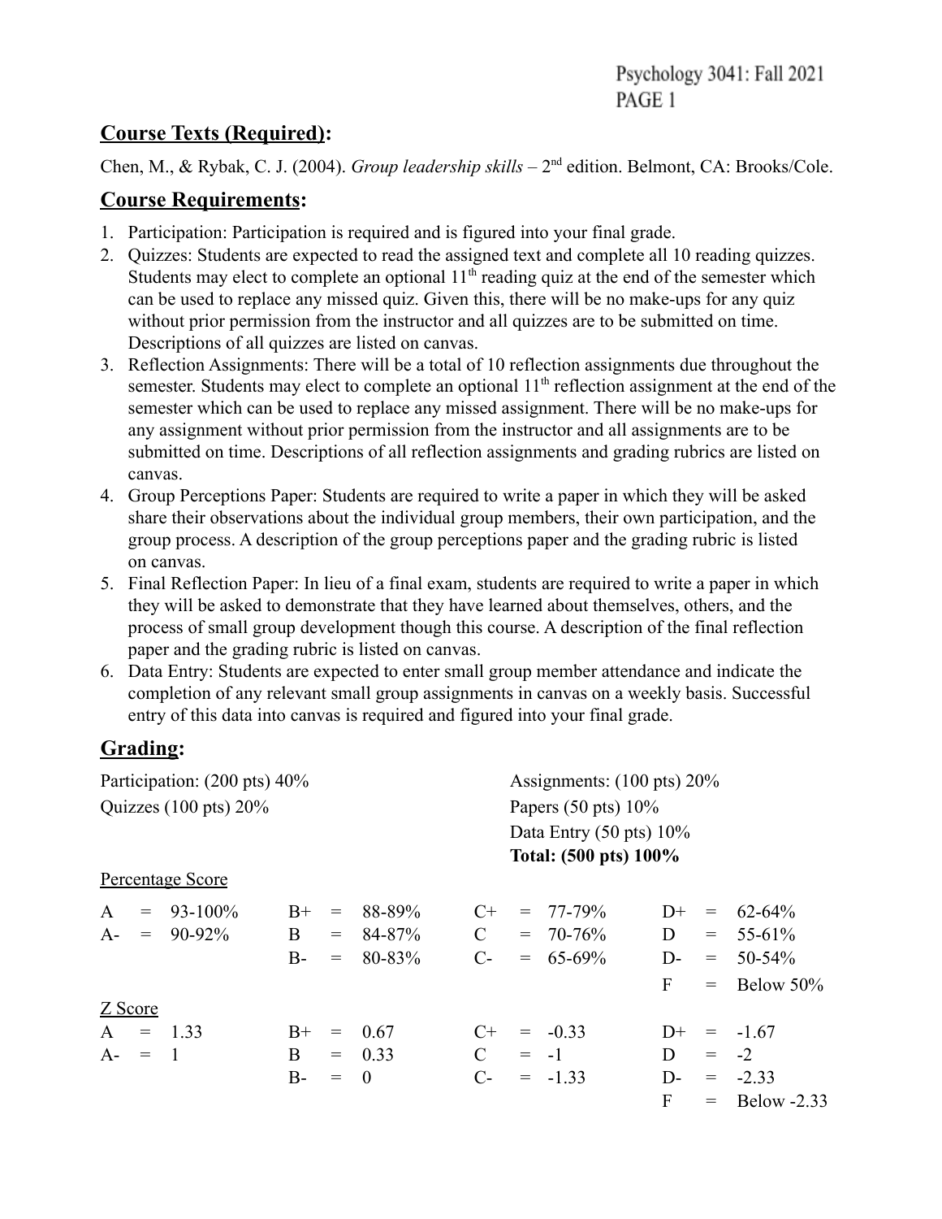## Course Texts (Required):

Chen, M., & Rybak, C. J. (2004). *Group leadership skills* – 2nd edition. Belmont, CA: Brooks/Cole.

## Course Requirements:

1. Participation: Participation is required and is figured into your final grade.
2. Quizzes: Students are expected to read the assigned text and complete all 10 reading quizzes. Students may elect to complete an optional 11th reading quiz at the end of the semester which can be used to replace any missed quiz. Given this, there will be no make-ups for any quiz without prior permission from the instructor and all quizzes are to be submitted on time. Descriptions of all quizzes are listed on canvas.
3. Reflection Assignments: There will be a total of 10 reflection assignments due throughout the semester. Students may elect to complete an optional 11th reflection assignment at the end of the semester which can be used to replace any missed assignment. There will be no make-ups for any assignment without prior permission from the instructor and all assignments are to be submitted on time. Descriptions of all reflection assignments and grading rubrics are listed on canvas.
4. Group Perceptions Paper: Students are required to write a paper in which they will be asked share their observations about the individual group members, their own participation, and the group process. A description of the group perceptions paper and the grading rubric is listed on canvas.
5. Final Reflection Paper: In lieu of a final exam, students are required to write a paper in which they will be asked to demonstrate that they have learned about themselves, others, and the process of small group development though this course. A description of the final reflection paper and the grading rubric is listed on canvas.
6. Data Entry: Students are expected to enter small group member attendance and indicate the completion of any relevant small group assignments in canvas on a weekly basis. Successful entry of this data into canvas is required and figured into your final grade.

## Grading:

Participation: (200 pts) 40%
Quizzes (100 pts) 20%
Assignments: (100 pts) 20%
Papers (50 pts) 10%
Data Entry (50 pts) 10%
**Total: (500 pts) 100%**

Percentage Score

| | | | | | | | | | | | |
|---|---|---|---|---|---|---|---|---|---|---|---|
| A | = | 93-100% | B+ | = | 88-89% | C+ | = | 77-79% | D+ | = | 62-64% |
| A- | = | 90-92% | B | = | 84-87% | C | = | 70-76% | D | = | 55-61% |
| | | | B- | = | 80-83% | C- | = | 65-69% | D- | = | 50-54% |
| | | | | | | | | | F | = | Below 50% |

Z Score

| | | | | | | | | | | | |
|---|---|---|---|---|---|---|---|---|---|---|---|
| A | = | 1.33 | B+ | = | 0.67 | C+ | = | -0.33 | D+ | = | -1.67 |
| A- | = | 1 | B | = | 0.33 | C | = | -1 | D | = | -2 |
| | | | B- | = | 0 | C- | = | -1.33 | D- | = | -2.33 |
| | | | | | | | | | F | = | Below -2.33 |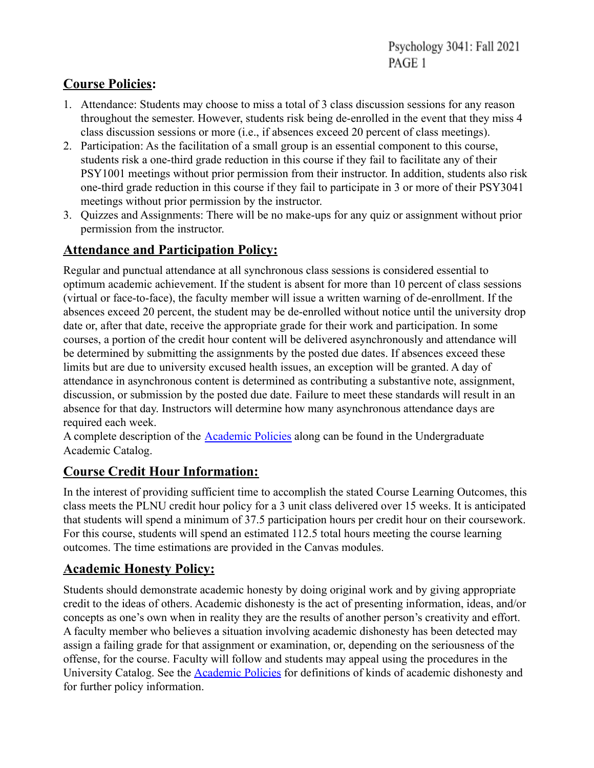## Course Policies:

1. Attendance: Students may choose to miss a total of 3 class discussion sessions for any reason throughout the semester. However, students risk being de-enrolled in the event that they miss 4 class discussion sessions or more (i.e., if absences exceed 20 percent of class meetings).
2. Participation: As the facilitation of a small group is an essential component to this course, students risk a one-third grade reduction in this course if they fail to facilitate any of their PSY1001 meetings without prior permission from their instructor. In addition, students also risk one-third grade reduction in this course if they fail to participate in 3 or more of their PSY3041 meetings without prior permission by the instructor.
3. Quizzes and Assignments: There will be no make-ups for any quiz or assignment without prior permission from the instructor.

## Attendance and Participation Policy:

Regular and punctual attendance at all synchronous class sessions is considered essential to optimum academic achievement. If the student is absent for more than 10 percent of class sessions (virtual or face-to-face), the faculty member will issue a written warning of de-enrollment. If the absences exceed 20 percent, the student may be de-enrolled without notice until the university drop date or, after that date, receive the appropriate grade for their work and participation. In some courses, a portion of the credit hour content will be delivered asynchronously and attendance will be determined by submitting the assignments by the posted due dates. If absences exceed these limits but are due to university excused health issues, an exception will be granted. A day of attendance in asynchronous content is determined as contributing a substantive note, assignment, discussion, or submission by the posted due date. Failure to meet these standards will result in an absence for that day. Instructors will determine how many asynchronous attendance days are required each week.
A complete description of the Academic Policies along can be found in the Undergraduate Academic Catalog.

## Course Credit Hour Information:

In the interest of providing sufficient time to accomplish the stated Course Learning Outcomes, this class meets the PLNU credit hour policy for a 3 unit class delivered over 15 weeks. It is anticipated that students will spend a minimum of 37.5 participation hours per credit hour on their coursework. For this course, students will spend an estimated 112.5 total hours meeting the course learning outcomes. The time estimations are provided in the Canvas modules.

## Academic Honesty Policy:

Students should demonstrate academic honesty by doing original work and by giving appropriate credit to the ideas of others. Academic dishonesty is the act of presenting information, ideas, and/or concepts as one's own when in reality they are the results of another person's creativity and effort. A faculty member who believes a situation involving academic dishonesty has been detected may assign a failing grade for that assignment or examination, or, depending on the seriousness of the offense, for the course. Faculty will follow and students may appeal using the procedures in the University Catalog. See the Academic Policies for definitions of kinds of academic dishonesty and for further policy information.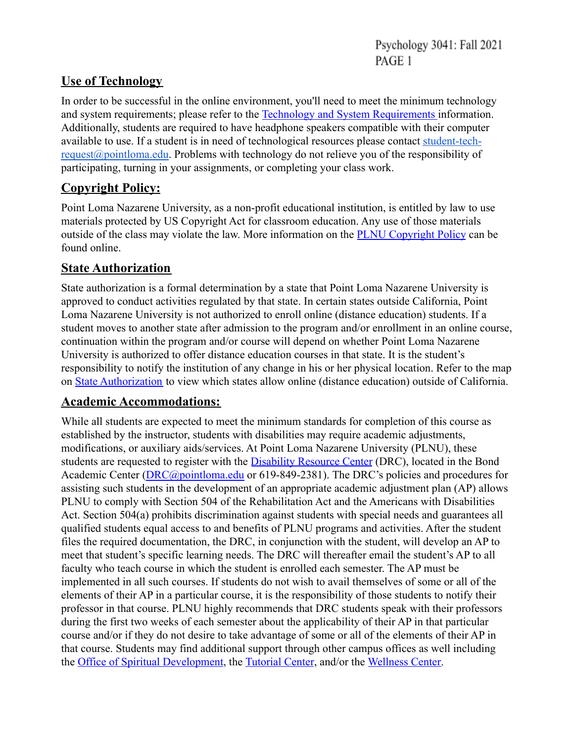## Use of Technology

In order to be successful in the online environment, you'll need to meet the minimum technology and system requirements; please refer to the Technology and System Requirements information. Additionally, students are required to have headphone speakers compatible with their computer available to use. If a student is in need of technological resources please contact student-tech-request@pointloma.edu. Problems with technology do not relieve you of the responsibility of participating, turning in your assignments, or completing your class work.

## Copyright Policy:

Point Loma Nazarene University, as a non-profit educational institution, is entitled by law to use materials protected by US Copyright Act for classroom education. Any use of those materials outside of the class may violate the law. More information on the PLNU Copyright Policy can be found online.

## State Authorization

State authorization is a formal determination by a state that Point Loma Nazarene University is approved to conduct activities regulated by that state. In certain states outside California, Point Loma Nazarene University is not authorized to enroll online (distance education) students. If a student moves to another state after admission to the program and/or enrollment in an online course, continuation within the program and/or course will depend on whether Point Loma Nazarene University is authorized to offer distance education courses in that state. It is the student's responsibility to notify the institution of any change in his or her physical location. Refer to the map on State Authorization to view which states allow online (distance education) outside of California.

## Academic Accommodations:

While all students are expected to meet the minimum standards for completion of this course as established by the instructor, students with disabilities may require academic adjustments, modifications, or auxiliary aids/services. At Point Loma Nazarene University (PLNU), these students are requested to register with the Disability Resource Center (DRC), located in the Bond Academic Center (DRC@pointloma.edu or 619-849-2381). The DRC's policies and procedures for assisting such students in the development of an appropriate academic adjustment plan (AP) allows PLNU to comply with Section 504 of the Rehabilitation Act and the Americans with Disabilities Act. Section 504(a) prohibits discrimination against students with special needs and guarantees all qualified students equal access to and benefits of PLNU programs and activities. After the student files the required documentation, the DRC, in conjunction with the student, will develop an AP to meet that student's specific learning needs. The DRC will thereafter email the student's AP to all faculty who teach course in which the student is enrolled each semester. The AP must be implemented in all such courses. If students do not wish to avail themselves of some or all of the elements of their AP in a particular course, it is the responsibility of those students to notify their professor in that course. PLNU highly recommends that DRC students speak with their professors during the first two weeks of each semester about the applicability of their AP in that particular course and/or if they do not desire to take advantage of some or all of the elements of their AP in that course. Students may find additional support through other campus offices as well including the Office of Spiritual Development, the Tutorial Center, and/or the Wellness Center.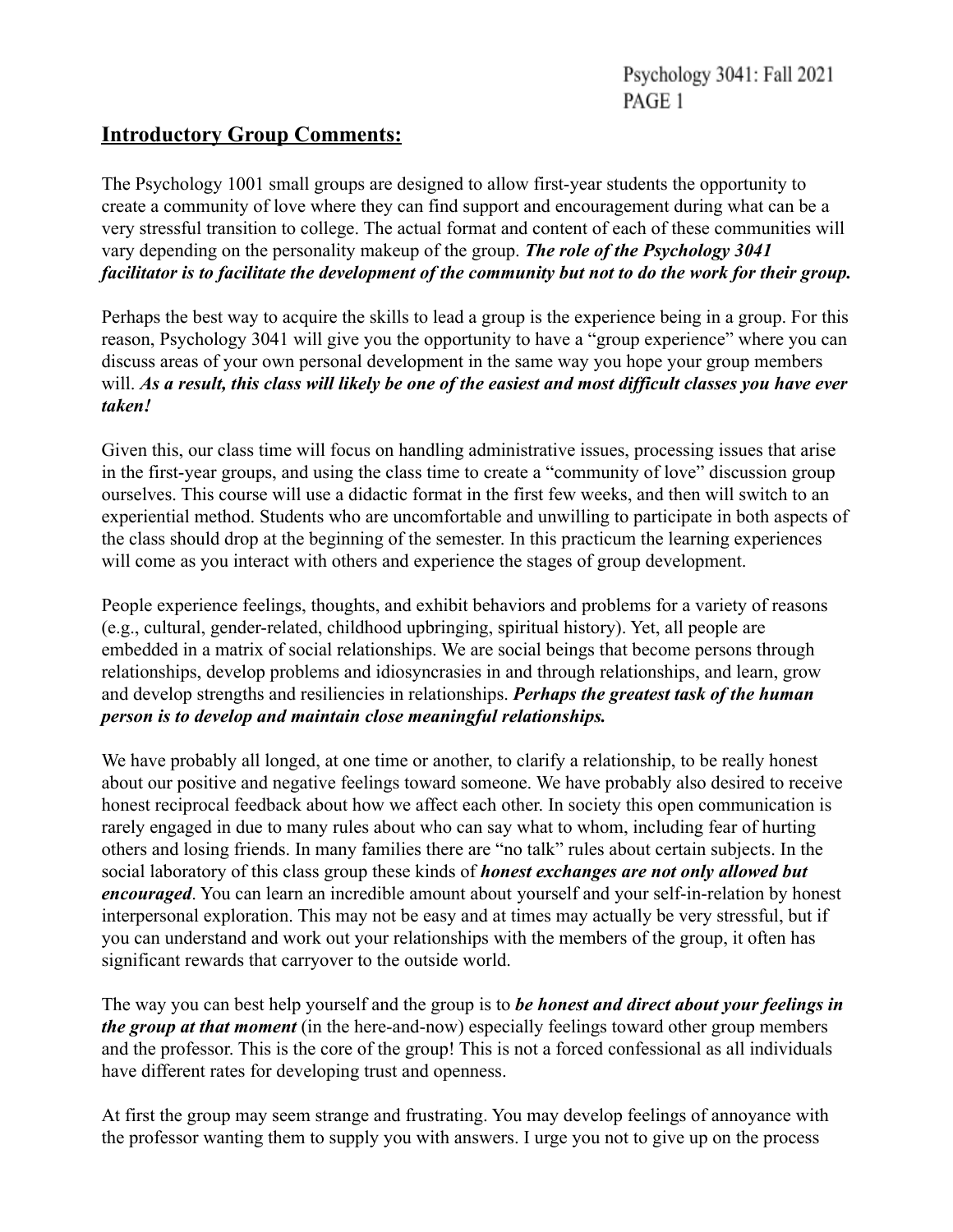## Introductory Group Comments:

The Psychology 1001 small groups are designed to allow first-year students the opportunity to create a community of love where they can find support and encouragement during what can be a very stressful transition to college. The actual format and content of each of these communities will vary depending on the personality makeup of the group. ***The role of the Psychology 3041 facilitator is to facilitate the development of the community but not to do the work for their group.***

Perhaps the best way to acquire the skills to lead a group is the experience being in a group. For this reason, Psychology 3041 will give you the opportunity to have a "group experience" where you can discuss areas of your own personal development in the same way you hope your group members will. ***As a result, this class will likely be one of the easiest and most difficult classes you have ever taken!***

Given this, our class time will focus on handling administrative issues, processing issues that arise in the first-year groups, and using the class time to create a "community of love" discussion group ourselves. This course will use a didactic format in the first few weeks, and then will switch to an experiential method. Students who are uncomfortable and unwilling to participate in both aspects of the class should drop at the beginning of the semester. In this practicum the learning experiences will come as you interact with others and experience the stages of group development.

People experience feelings, thoughts, and exhibit behaviors and problems for a variety of reasons (e.g., cultural, gender-related, childhood upbringing, spiritual history). Yet, all people are embedded in a matrix of social relationships. We are social beings that become persons through relationships, develop problems and idiosyncrasies in and through relationships, and learn, grow and develop strengths and resiliencies in relationships. ***Perhaps the greatest task of the human person is to develop and maintain close meaningful relationships.***

We have probably all longed, at one time or another, to clarify a relationship, to be really honest about our positive and negative feelings toward someone. We have probably also desired to receive honest reciprocal feedback about how we affect each other. In society this open communication is rarely engaged in due to many rules about who can say what to whom, including fear of hurting others and losing friends. In many families there are "no talk" rules about certain subjects. In the social laboratory of this class group these kinds of ***honest exchanges are not only allowed but encouraged***. You can learn an incredible amount about yourself and your self-in-relation by honest interpersonal exploration. This may not be easy and at times may actually be very stressful, but if you can understand and work out your relationships with the members of the group, it often has significant rewards that carryover to the outside world.

The way you can best help yourself and the group is to ***be honest and direct about your feelings in the group at that moment*** (in the here-and-now) especially feelings toward other group members and the professor. This is the core of the group! This is not a forced confessional as all individuals have different rates for developing trust and openness.

At first the group may seem strange and frustrating. You may develop feelings of annoyance with the professor wanting them to supply you with answers. I urge you not to give up on the process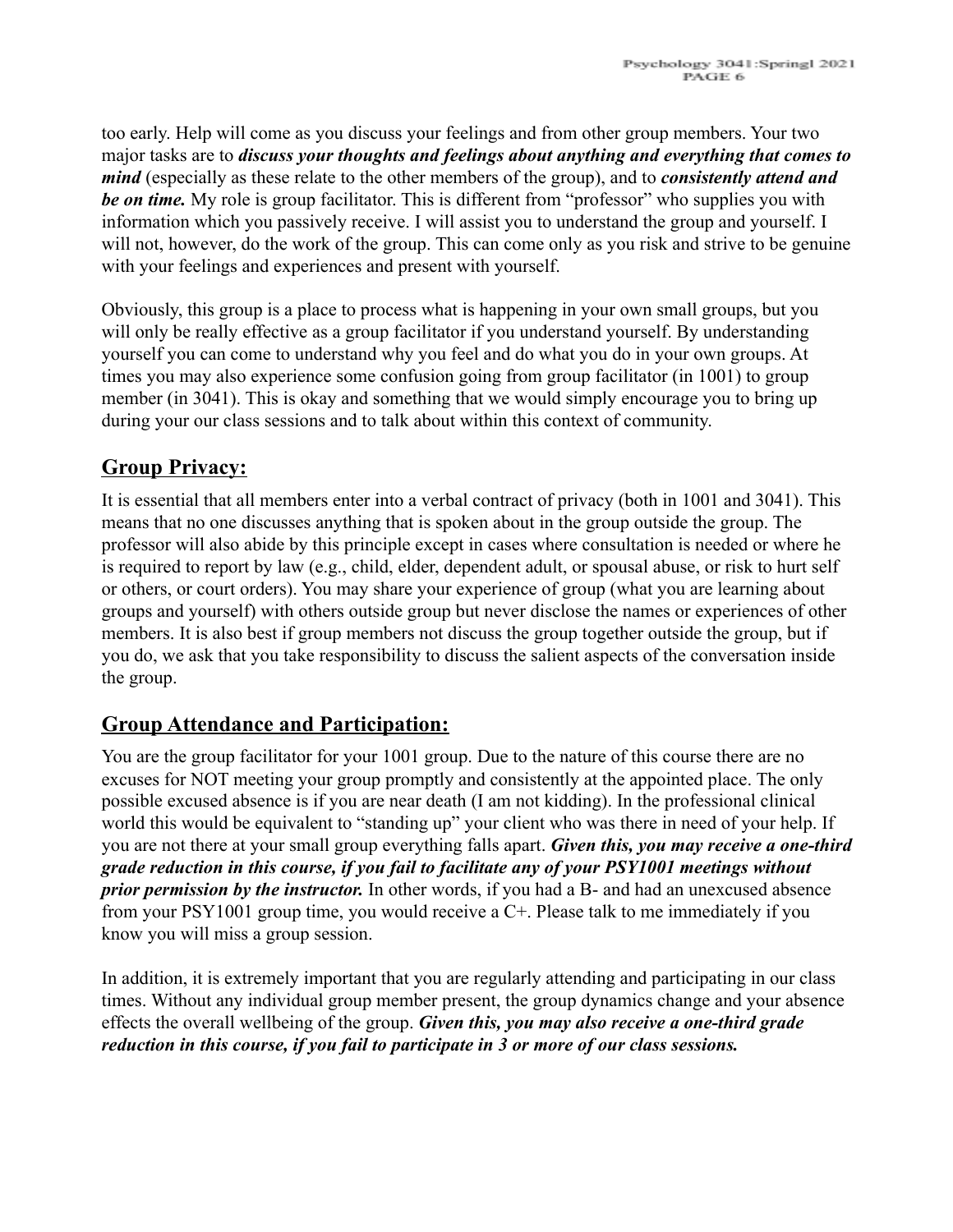too early. Help will come as you discuss your feelings and from other group members. Your two major tasks are to ***discuss your thoughts and feelings about anything and everything that comes to mind*** (especially as these relate to the other members of the group), and to ***consistently attend and be on time.*** My role is group facilitator. This is different from "professor" who supplies you with information which you passively receive. I will assist you to understand the group and yourself. I will not, however, do the work of the group. This can come only as you risk and strive to be genuine with your feelings and experiences and present with yourself.

Obviously, this group is a place to process what is happening in your own small groups, but you will only be really effective as a group facilitator if you understand yourself. By understanding yourself you can come to understand why you feel and do what you do in your own groups. At times you may also experience some confusion going from group facilitator (in 1001) to group member (in 3041). This is okay and something that we would simply encourage you to bring up during your our class sessions and to talk about within this context of community.

## Group Privacy:

It is essential that all members enter into a verbal contract of privacy (both in 1001 and 3041). This means that no one discusses anything that is spoken about in the group outside the group. The professor will also abide by this principle except in cases where consultation is needed or where he is required to report by law (e.g., child, elder, dependent adult, or spousal abuse, or risk to hurt self or others, or court orders). You may share your experience of group (what you are learning about groups and yourself) with others outside group but never disclose the names or experiences of other members. It is also best if group members not discuss the group together outside the group, but if you do, we ask that you take responsibility to discuss the salient aspects of the conversation inside the group.

## Group Attendance and Participation:

You are the group facilitator for your 1001 group. Due to the nature of this course there are no excuses for NOT meeting your group promptly and consistently at the appointed place. The only possible excused absence is if you are near death (I am not kidding). In the professional clinical world this would be equivalent to "standing up" your client who was there in need of your help. If you are not there at your small group everything falls apart. ***Given this, you may receive a one-third grade reduction in this course, if you fail to facilitate any of your PSY1001 meetings without prior permission by the instructor.*** In other words, if you had a B- and had an unexcused absence from your PSY1001 group time, you would receive a C+. Please talk to me immediately if you know you will miss a group session.

In addition, it is extremely important that you are regularly attending and participating in our class times. Without any individual group member present, the group dynamics change and your absence effects the overall wellbeing of the group. ***Given this, you may also receive a one-third grade reduction in this course, if you fail to participate in 3 or more of our class sessions.***